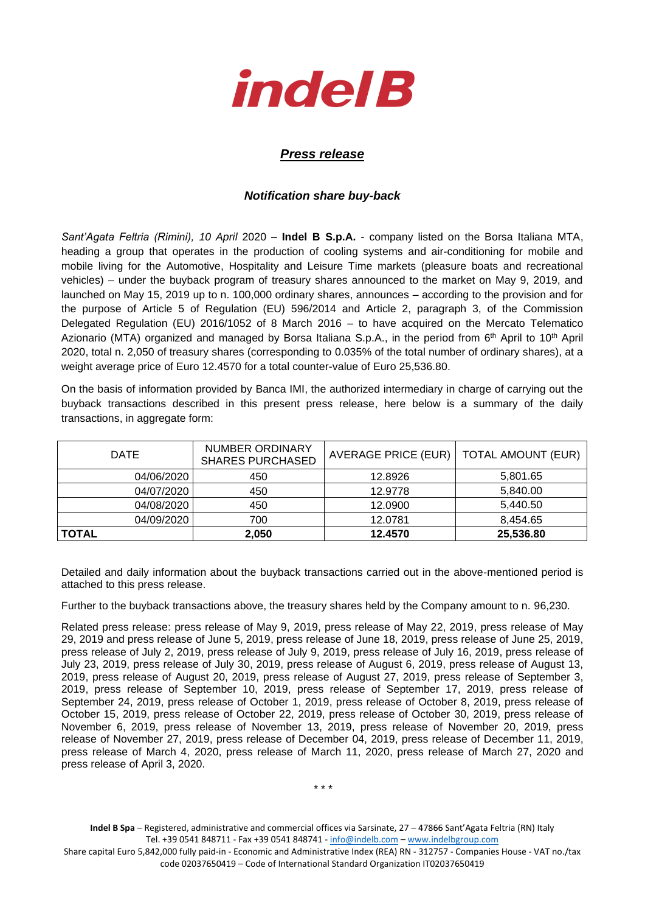# indel B

## *Press release*

### *Notification share buy-back*

*Sant'Agata Feltria (Rimini), 10 April* 2020 – **Indel B S.p.A.** - company listed on the Borsa Italiana MTA, heading a group that operates in the production of cooling systems and air-conditioning for mobile and mobile living for the Automotive, Hospitality and Leisure Time markets (pleasure boats and recreational vehicles) – under the buyback program of treasury shares announced to the market on May 9, 2019, and launched on May 15, 2019 up to n. 100,000 ordinary shares, announces – according to the provision and for the purpose of Article 5 of Regulation (EU) 596/2014 and Article 2, paragraph 3, of the Commission Delegated Regulation (EU) 2016/1052 of 8 March 2016 – to have acquired on the Mercato Telematico Azionario (MTA) organized and managed by Borsa Italiana S.p.A., in the period from 6th April to 10th April 2020, total n. 2,050 of treasury shares (corresponding to 0.035% of the total number of ordinary shares), at a weight average price of Euro 12.4570 for a total counter-value of Euro 25,536.80.

On the basis of information provided by Banca IMI, the authorized intermediary in charge of carrying out the buyback transactions described in this present press release, here below is a summary of the daily transactions, in aggregate form:

| DATE | NUMBER ORDINARY SHARES PURCHASED | AVERAGE PRICE (EUR) | TOTAL AMOUNT (EUR) |
|---|---|---|---|
| 04/06/2020 | 450 | 12.8926 | 5,801.65 |
| 04/07/2020 | 450 | 12.9778 | 5,840.00 |
| 04/08/2020 | 450 | 12.0900 | 5,440.50 |
| 04/09/2020 | 700 | 12.0781 | 8,454.65 |
| **TOTAL** | **2,050** | **12.4570** | **25,536.80** |

Detailed and daily information about the buyback transactions carried out in the above-mentioned period is attached to this press release.

Further to the buyback transactions above, the treasury shares held by the Company amount to n. 96,230.

Related press release: press release of May 9, 2019, press release of May 22, 2019, press release of May 29, 2019 and press release of June 5, 2019, press release of June 18, 2019, press release of June 25, 2019, press release of July 2, 2019, press release of July 9, 2019, press release of July 16, 2019, press release of July 23, 2019, press release of July 30, 2019, press release of August 6, 2019, press release of August 13, 2019, press release of August 20, 2019, press release of August 27, 2019, press release of September 3, 2019, press release of September 10, 2019, press release of September 17, 2019, press release of September 24, 2019, press release of October 1, 2019, press release of October 8, 2019, press release of October 15, 2019, press release of October 22, 2019, press release of October 30, 2019, press release of November 6, 2019, press release of November 13, 2019, press release of November 20, 2019, press release of November 27, 2019, press release of December 04, 2019, press release of December 11, 2019, press release of March 4, 2020, press release of March 11, 2020, press release of March 27, 2020 and press release of April 3, 2020.

\* \* \*

**Indel B Spa** – Registered, administrative and commercial offices via Sarsinate, 27 – 47866 Sant'Agata Feltria (RN) Italy
Tel. +39 0541 848711 - Fax +39 0541 848741 - info@indelb.com – www.indelbgroup.com
Share capital Euro 5,842,000 fully paid-in - Economic and Administrative Index (REA) RN - 312757 - Companies House - VAT no./tax code 02037650419 – Code of International Standard Organization IT02037650419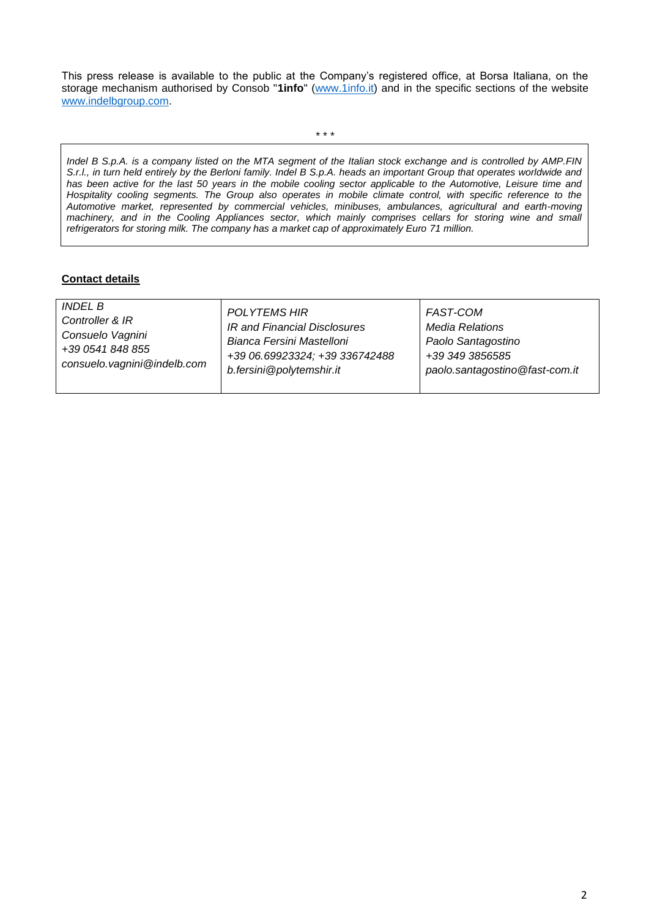This press release is available to the public at the Company's registered office, at Borsa Italiana, on the storage mechanism authorised by Consob "**1info**" (www.1info.it) and in the specific sections of the website www.indelbgroup.com.

\* \* \*

*Indel B S.p.A. is a company listed on the MTA segment of the Italian stock exchange and is controlled by AMP.FIN S.r.l., in turn held entirely by the Berloni family. Indel B S.p.A. heads an important Group that operates worldwide and has been active for the last 50 years in the mobile cooling sector applicable to the Automotive, Leisure time and Hospitality cooling segments. The Group also operates in mobile climate control, with specific reference to the Automotive market, represented by commercial vehicles, minibuses, ambulances, agricultural and earth-moving machinery, and in the Cooling Appliances sector, which mainly comprises cellars for storing wine and small refrigerators for storing milk. The company has a market cap of approximately Euro 71 million.*

**Contact details**

| *INDEL B* | *POLYTEMS HIR* | *FAST-COM* |
|---|---|---|
| *Controller & IR* | *IR and Financial Disclosures* | *Media Relations* |
| *Consuelo Vagnini* | *Bianca Fersini Mastelloni* | *Paolo Santagostino* |
| *+39 0541 848 855* | *+39 06.69923324; +39 336742488* | *+39 349 3856585* |
| *consuelo.vagnini@indelb.com* | *b.fersini@polytemshir.it* | *paolo.santagostino@fast-com.it* |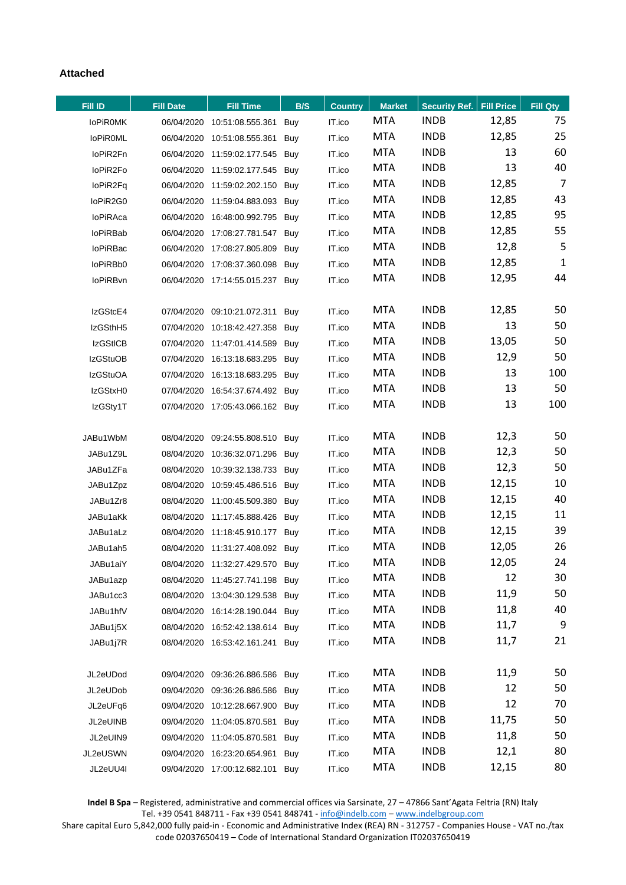**Attached**

| Fill ID | Fill Date | Fill Time | B/S | Country | Market | Security Ref. | Fill Price | Fill Qty |
|---|---|---|---|---|---|---|---|---|
| IoPiR0MK | 06/04/2020 | 10:51:08.555.361 | Buy | IT.ico | MTA | INDB | 12,85 | 75 |
| IoPiR0ML | 06/04/2020 | 10:51:08.555.361 | Buy | IT.ico | MTA | INDB | 12,85 | 25 |
| IoPiR2Fn | 06/04/2020 | 11:59:02.177.545 | Buy | IT.ico | MTA | INDB | 13 | 60 |
| IoPiR2Fo | 06/04/2020 | 11:59:02.177.545 | Buy | IT.ico | MTA | INDB | 13 | 40 |
| IoPiR2Fq | 06/04/2020 | 11:59:02.202.150 | Buy | IT.ico | MTA | INDB | 12,85 | 7 |
| IoPiR2G0 | 06/04/2020 | 11:59:04.883.093 | Buy | IT.ico | MTA | INDB | 12,85 | 43 |
| IoPiRAca | 06/04/2020 | 16:48:00.992.795 | Buy | IT.ico | MTA | INDB | 12,85 | 95 |
| IoPiRBab | 06/04/2020 | 17:08:27.781.547 | Buy | IT.ico | MTA | INDB | 12,85 | 55 |
| IoPiRBac | 06/04/2020 | 17:08:27.805.809 | Buy | IT.ico | MTA | INDB | 12,8 | 5 |
| IoPiRBb0 | 06/04/2020 | 17:08:37.360.098 | Buy | IT.ico | MTA | INDB | 12,85 | 1 |
| IoPiRBvn | 06/04/2020 | 17:14:55.015.237 | Buy | IT.ico | MTA | INDB | 12,95 | 44 |
| | | | | | | | | |
| IzGStcE4 | 07/04/2020 | 09:10:21.072.311 | Buy | IT.ico | MTA | INDB | 12,85 | 50 |
| IzGSthH5 | 07/04/2020 | 10:18:42.427.358 | Buy | IT.ico | MTA | INDB | 13 | 50 |
| IzGStlCB | 07/04/2020 | 11:47:01.414.589 | Buy | IT.ico | MTA | INDB | 13,05 | 50 |
| IzGStuOB | 07/04/2020 | 16:13:18.683.295 | Buy | IT.ico | MTA | INDB | 12,9 | 50 |
| IzGStuOA | 07/04/2020 | 16:13:18.683.295 | Buy | IT.ico | MTA | INDB | 13 | 100 |
| IzGStxH0 | 07/04/2020 | 16:54:37.674.492 | Buy | IT.ico | MTA | INDB | 13 | 50 |
| IzGSty1T | 07/04/2020 | 17:05:43.066.162 | Buy | IT.ico | MTA | INDB | 13 | 100 |
| | | | | | | | | |
| JABu1WbM | 08/04/2020 | 09:24:55.808.510 | Buy | IT.ico | MTA | INDB | 12,3 | 50 |
| JABu1Z9L | 08/04/2020 | 10:36:32.071.296 | Buy | IT.ico | MTA | INDB | 12,3 | 50 |
| JABu1ZFa | 08/04/2020 | 10:39:32.138.733 | Buy | IT.ico | MTA | INDB | 12,3 | 50 |
| JABu1Zpz | 08/04/2020 | 10:59:45.486.516 | Buy | IT.ico | MTA | INDB | 12,15 | 10 |
| JABu1Zr8 | 08/04/2020 | 11:00:45.509.380 | Buy | IT.ico | MTA | INDB | 12,15 | 40 |
| JABu1aKk | 08/04/2020 | 11:17:45.888.426 | Buy | IT.ico | MTA | INDB | 12,15 | 11 |
| JABu1aLz | 08/04/2020 | 11:18:45.910.177 | Buy | IT.ico | MTA | INDB | 12,15 | 39 |
| JABu1ah5 | 08/04/2020 | 11:31:27.408.092 | Buy | IT.ico | MTA | INDB | 12,05 | 26 |
| JABu1aiY | 08/04/2020 | 11:32:27.429.570 | Buy | IT.ico | MTA | INDB | 12,05 | 24 |
| JABu1azp | 08/04/2020 | 11:45:27.741.198 | Buy | IT.ico | MTA | INDB | 12 | 30 |
| JABu1cc3 | 08/04/2020 | 13:04:30.129.538 | Buy | IT.ico | MTA | INDB | 11,9 | 50 |
| JABu1hfV | 08/04/2020 | 16:14:28.190.044 | Buy | IT.ico | MTA | INDB | 11,8 | 40 |
| JABu1j5X | 08/04/2020 | 16:52:42.138.614 | Buy | IT.ico | MTA | INDB | 11,7 | 9 |
| JABu1j7R | 08/04/2020 | 16:53:42.161.241 | Buy | IT.ico | MTA | INDB | 11,7 | 21 |
| | | | | | | | | |
| JL2eUDod | 09/04/2020 | 09:36:26.886.586 | Buy | IT.ico | MTA | INDB | 11,9 | 50 |
| JL2eUDob | 09/04/2020 | 09:36:26.886.586 | Buy | IT.ico | MTA | INDB | 12 | 50 |
| JL2eUFq6 | 09/04/2020 | 10:12:28.667.900 | Buy | IT.ico | MTA | INDB | 12 | 70 |
| JL2eUINB | 09/04/2020 | 11:04:05.870.581 | Buy | IT.ico | MTA | INDB | 11,75 | 50 |
| JL2eUIN9 | 09/04/2020 | 11:04:05.870.581 | Buy | IT.ico | MTA | INDB | 11,8 | 50 |
| JL2eUSWN | 09/04/2020 | 16:23:20.654.961 | Buy | IT.ico | MTA | INDB | 12,1 | 80 |
| JL2eUU4I | 09/04/2020 | 17:00:12.682.101 | Buy | IT.ico | MTA | INDB | 12,15 | 80 |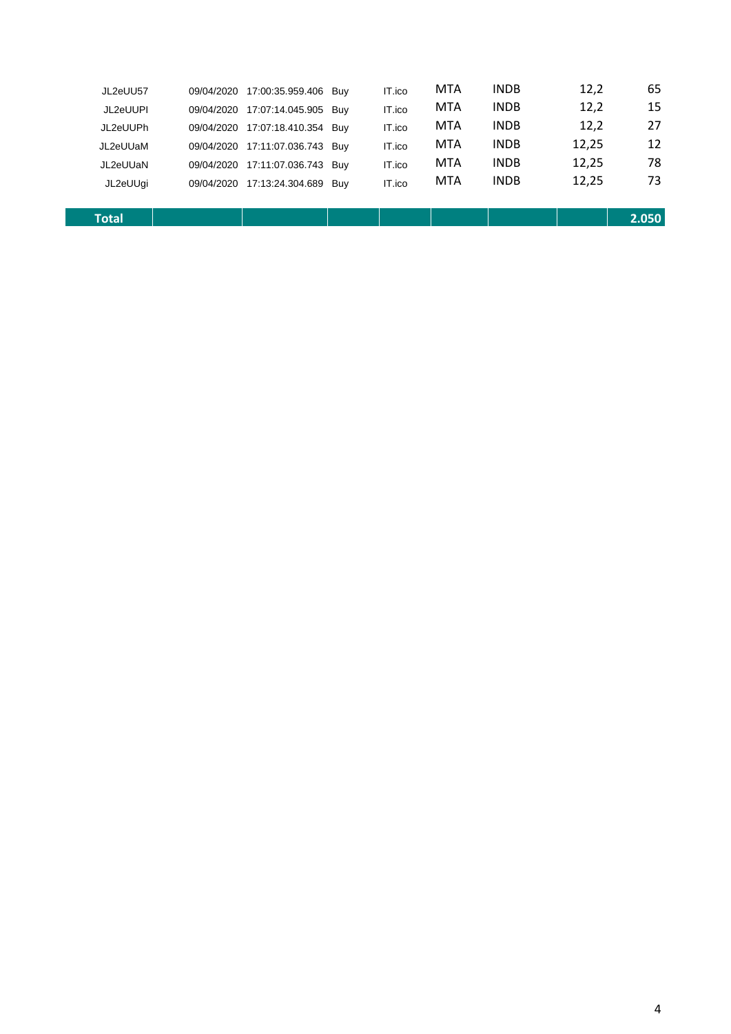| | | | | | | | | |
|---|---|---|---|---|---|---|---|---|
| JL2eUU57 | 09/04/2020 | 17:00:35.959.406 | Buy | IT.ico | MTA | INDB | 12,2 | 65 |
| JL2eUUPI | 09/04/2020 | 17:07:14.045.905 | Buy | IT.ico | MTA | INDB | 12,2 | 15 |
| JL2eUUPh | 09/04/2020 | 17:07:18.410.354 | Buy | IT.ico | MTA | INDB | 12,2 | 27 |
| JL2eUUaM | 09/04/2020 | 17:11:07.036.743 | Buy | IT.ico | MTA | INDB | 12,25 | 12 |
| JL2eUUaN | 09/04/2020 | 17:11:07.036.743 | Buy | IT.ico | MTA | INDB | 12,25 | 78 |
| JL2eUUgi | 09/04/2020 | 17:13:24.304.689 | Buy | IT.ico | MTA | INDB | 12,25 | 73 |
| **Total** | | | | | | | | **2.050** |